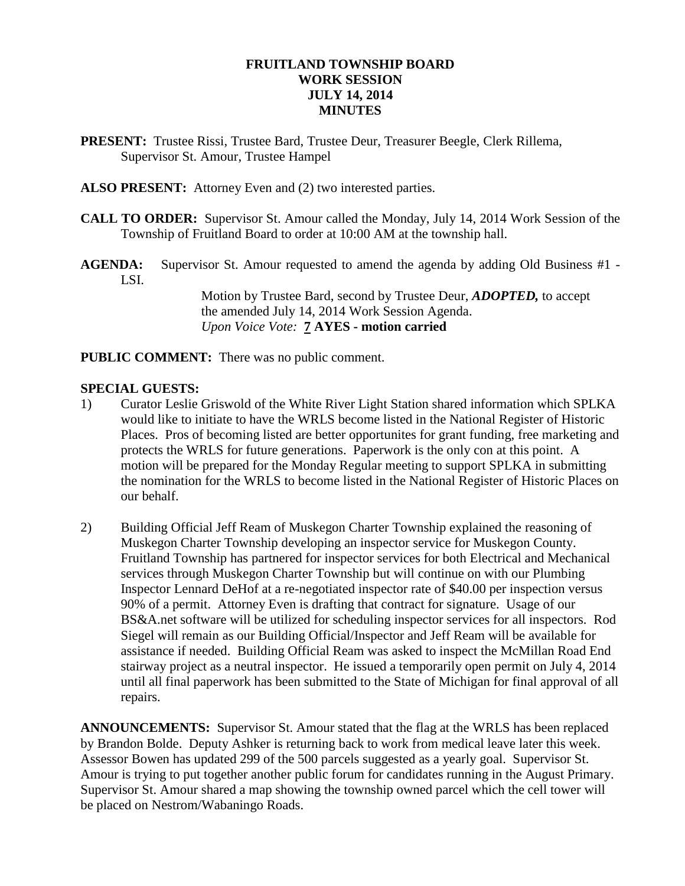**FRUITLAND TOWNSHIP BOARD**
**WORK SESSION**
**JULY 14, 2014**
**MINUTES**

**PRESENT:** Trustee Rissi, Trustee Bard, Trustee Deur, Treasurer Beegle, Clerk Rillema, Supervisor St. Amour, Trustee Hampel

**ALSO PRESENT:** Attorney Even and (2) two interested parties.

**CALL TO ORDER:** Supervisor St. Amour called the Monday, July 14, 2014 Work Session of the Township of Fruitland Board to order at 10:00 AM at the township hall.

**AGENDA:** Supervisor St. Amour requested to amend the agenda by adding Old Business #1 - LSI.

> Motion by Trustee Bard, second by Trustee Deur, ***ADOPTED,*** to accept the amended July 14, 2014 Work Session Agenda.
> *Upon Voice Vote:* **7 AYES - motion carried**

**PUBLIC COMMENT:** There was no public comment.

**SPECIAL GUESTS:**

1) Curator Leslie Griswold of the White River Light Station shared information which SPLKA would like to initiate to have the WRLS become listed in the National Register of Historic Places. Pros of becoming listed are better opportunites for grant funding, free marketing and protects the WRLS for future generations. Paperwork is the only con at this point. A motion will be prepared for the Monday Regular meeting to support SPLKA in submitting the nomination for the WRLS to become listed in the National Register of Historic Places on our behalf.

2) Building Official Jeff Ream of Muskegon Charter Township explained the reasoning of Muskegon Charter Township developing an inspector service for Muskegon County. Fruitland Township has partnered for inspector services for both Electrical and Mechanical services through Muskegon Charter Township but will continue on with our Plumbing Inspector Lennard DeHof at a re-negotiated inspector rate of $40.00 per inspection versus 90% of a permit. Attorney Even is drafting that contract for signature. Usage of our BS&A.net software will be utilized for scheduling inspector services for all inspectors. Rod Siegel will remain as our Building Official/Inspector and Jeff Ream will be available for assistance if needed. Building Official Ream was asked to inspect the McMillan Road End stairway project as a neutral inspector. He issued a temporarily open permit on July 4, 2014 until all final paperwork has been submitted to the State of Michigan for final approval of all repairs.

**ANNOUNCEMENTS:** Supervisor St. Amour stated that the flag at the WRLS has been replaced by Brandon Bolde. Deputy Ashker is returning back to work from medical leave later this week. Assessor Bowen has updated 299 of the 500 parcels suggested as a yearly goal. Supervisor St. Amour is trying to put together another public forum for candidates running in the August Primary. Supervisor St. Amour shared a map showing the township owned parcel which the cell tower will be placed on Nestrom/Wabaningo Roads.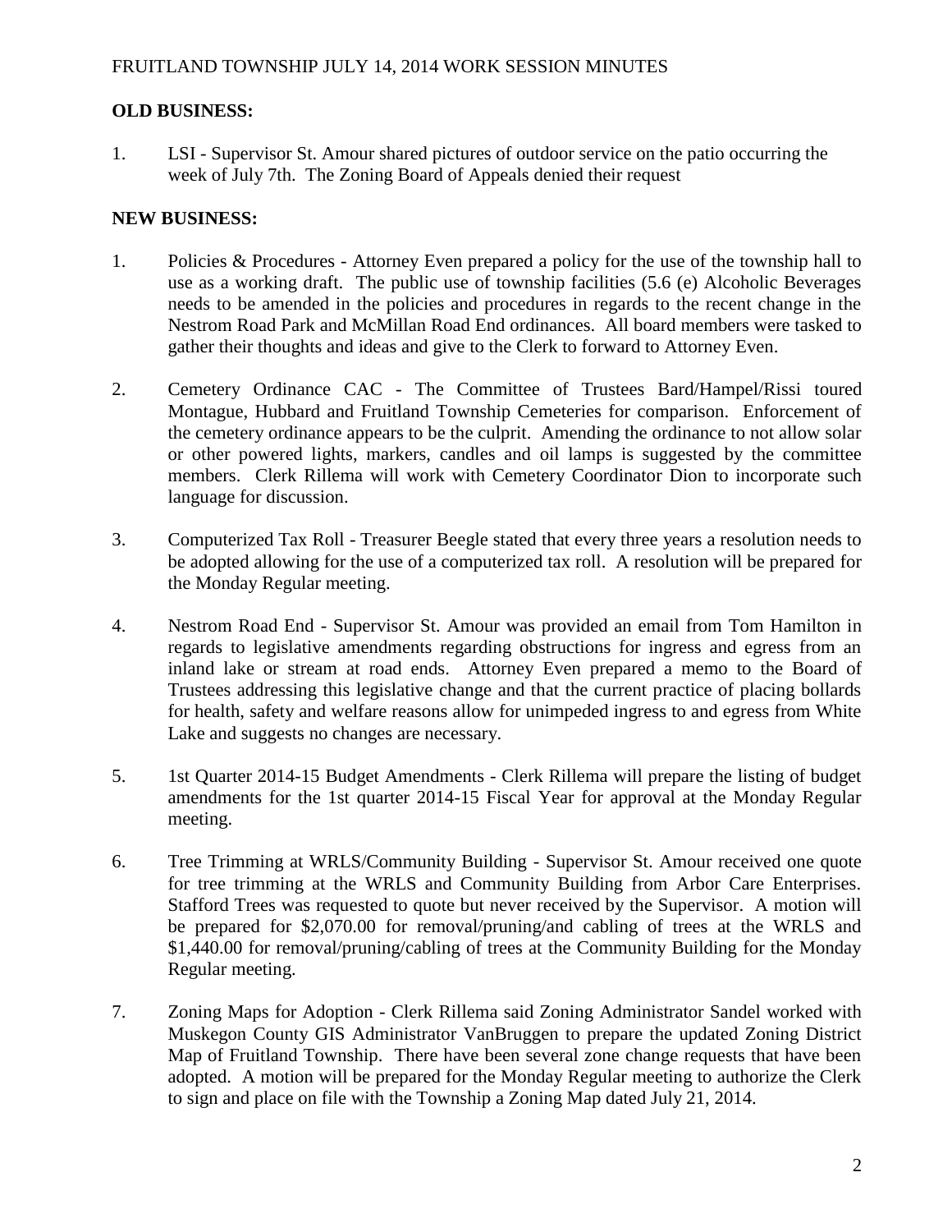**OLD BUSINESS:**

1. LSI - Supervisor St. Amour shared pictures of outdoor service on the patio occurring the week of July 7th. The Zoning Board of Appeals denied their request

**NEW BUSINESS:**

1. Policies & Procedures - Attorney Even prepared a policy for the use of the township hall to use as a working draft. The public use of township facilities (5.6 (e) Alcoholic Beverages needs to be amended in the policies and procedures in regards to the recent change in the Nestrom Road Park and McMillan Road End ordinances. All board members were tasked to gather their thoughts and ideas and give to the Clerk to forward to Attorney Even.

2. Cemetery Ordinance CAC - The Committee of Trustees Bard/Hampel/Rissi toured Montague, Hubbard and Fruitland Township Cemeteries for comparison. Enforcement of the cemetery ordinance appears to be the culprit. Amending the ordinance to not allow solar or other powered lights, markers, candles and oil lamps is suggested by the committee members. Clerk Rillema will work with Cemetery Coordinator Dion to incorporate such language for discussion.

3. Computerized Tax Roll - Treasurer Beegle stated that every three years a resolution needs to be adopted allowing for the use of a computerized tax roll. A resolution will be prepared for the Monday Regular meeting.

4. Nestrom Road End - Supervisor St. Amour was provided an email from Tom Hamilton in regards to legislative amendments regarding obstructions for ingress and egress from an inland lake or stream at road ends. Attorney Even prepared a memo to the Board of Trustees addressing this legislative change and that the current practice of placing bollards for health, safety and welfare reasons allow for unimpeded ingress to and egress from White Lake and suggests no changes are necessary.

5. 1st Quarter 2014-15 Budget Amendments - Clerk Rillema will prepare the listing of budget amendments for the 1st quarter 2014-15 Fiscal Year for approval at the Monday Regular meeting.

6. Tree Trimming at WRLS/Community Building - Supervisor St. Amour received one quote for tree trimming at the WRLS and Community Building from Arbor Care Enterprises. Stafford Trees was requested to quote but never received by the Supervisor. A motion will be prepared for $2,070.00 for removal/pruning/and cabling of trees at the WRLS and $1,440.00 for removal/pruning/cabling of trees at the Community Building for the Monday Regular meeting.

7. Zoning Maps for Adoption - Clerk Rillema said Zoning Administrator Sandel worked with Muskegon County GIS Administrator VanBruggen to prepare the updated Zoning District Map of Fruitland Township. There have been several zone change requests that have been adopted. A motion will be prepared for the Monday Regular meeting to authorize the Clerk to sign and place on file with the Township a Zoning Map dated July 21, 2014.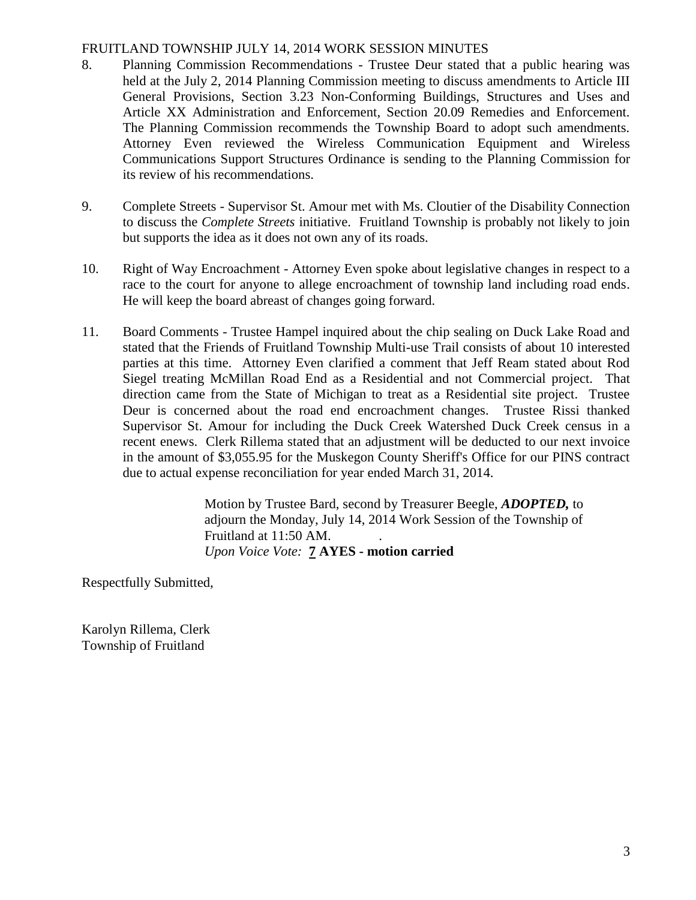8. Planning Commission Recommendations - Trustee Deur stated that a public hearing was held at the July 2, 2014 Planning Commission meeting to discuss amendments to Article III General Provisions, Section 3.23 Non-Conforming Buildings, Structures and Uses and Article XX Administration and Enforcement, Section 20.09 Remedies and Enforcement. The Planning Commission recommends the Township Board to adopt such amendments. Attorney Even reviewed the Wireless Communication Equipment and Wireless Communications Support Structures Ordinance is sending to the Planning Commission for its review of his recommendations.

9. Complete Streets - Supervisor St. Amour met with Ms. Cloutier of the Disability Connection to discuss the *Complete Streets* initiative. Fruitland Township is probably not likely to join but supports the idea as it does not own any of its roads.

10. Right of Way Encroachment - Attorney Even spoke about legislative changes in respect to a race to the court for anyone to allege encroachment of township land including road ends. He will keep the board abreast of changes going forward.

11. Board Comments - Trustee Hampel inquired about the chip sealing on Duck Lake Road and stated that the Friends of Fruitland Township Multi-use Trail consists of about 10 interested parties at this time. Attorney Even clarified a comment that Jeff Ream stated about Rod Siegel treating McMillan Road End as a Residential and not Commercial project. That direction came from the State of Michigan to treat as a Residential site project. Trustee Deur is concerned about the road end encroachment changes. Trustee Rissi thanked Supervisor St. Amour for including the Duck Creek Watershed Duck Creek census in a recent enews. Clerk Rillema stated that an adjustment will be deducted to our next invoice in the amount of $3,055.95 for the Muskegon County Sheriff's Office for our PINS contract due to actual expense reconciliation for year ended March 31, 2014.

> Motion by Trustee Bard, second by Treasurer Beegle, ***ADOPTED,*** to adjourn the Monday, July 14, 2014 Work Session of the Township of Fruitland at 11:50 AM.
> *Upon Voice Vote:* **7 AYES - motion carried**

Respectfully Submitted,

Karolyn Rillema, Clerk
Township of Fruitland